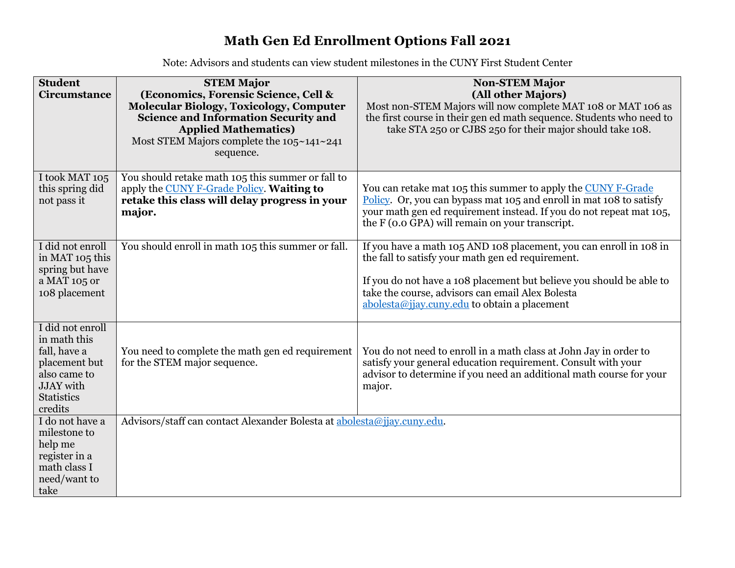# Math Gen Ed Enrollment Options Fall 2021

Note: Advisors and students can view student milestones in the CUNY First Student Center

| Student Circumstance | STEM Major (Economics, Forensic Science, Cell & Molecular Biology, Toxicology, Computer Science and Information Security and Applied Mathematics) Most STEM Majors complete the 105~141~241 sequence. | Non-STEM Major (All other Majors) Most non-STEM Majors will now complete MAT 108 or MAT 106 as the first course in their gen ed math sequence. Students who need to take STA 250 or CJBS 250 for their major should take 108. |
|---|---|---|
| I took MAT 105 this spring did not pass it | You should retake math 105 this summer or fall to apply the [CUNY F-Grade Policy](). **Waiting to retake this class will delay progress in your major.** | You can retake mat 105 this summer to apply the [CUNY F-Grade Policy](). Or, you can bypass mat 105 and enroll in mat 108 to satisfy your math gen ed requirement instead. If you do not repeat mat 105, the F (0.0 GPA) will remain on your transcript. |
| I did not enroll in MAT 105 this spring but have a MAT 105 or 108 placement | You should enroll in math 105 this summer or fall. | If you have a math 105 AND 108 placement, you can enroll in 108 in the fall to satisfy your math gen ed requirement. <br><br> If you do not have a 108 placement but believe you should be able to take the course, advisors can email Alex Bolesta abolesta@jjay.cuny.edu to obtain a placement |
| I did not enroll in math this fall, have a placement but also came to JJAY with Statistics credits | You need to complete the math gen ed requirement for the STEM major sequence. | You do not need to enroll in a math class at John Jay in order to satisfy your general education requirement. Consult with your advisor to determine if you need an additional math course for your major. |
| I do not have a milestone to help me register in a math class I need/want to take | Advisors/staff can contact Alexander Bolesta at abolesta@jjay.cuny.edu. | |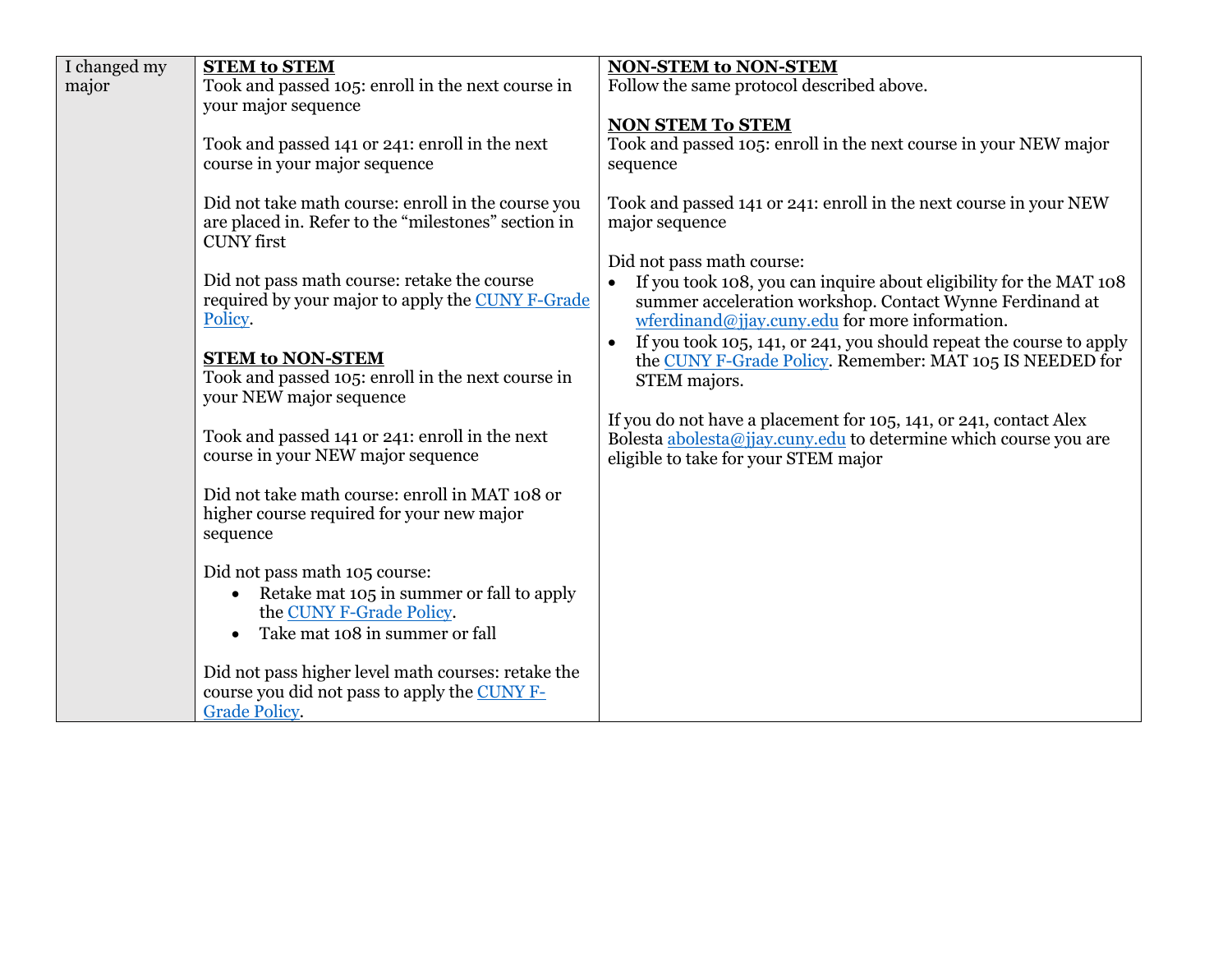| I changed my major | **STEM to STEM**<br>Took and passed 105: enroll in the next course in your major sequence<br><br>Took and passed 141 or 241: enroll in the next course in your major sequence<br><br>Did not take math course: enroll in the course you are placed in. Refer to the "milestones" section in CUNY first<br><br>Did not pass math course: retake the course required by your major to apply the [CUNY F-Grade Policy]().<br><br>**STEM to NON-STEM**<br>Took and passed 105: enroll in the next course in your NEW major sequence<br><br>Took and passed 141 or 241: enroll in the next course in your NEW major sequence<br><br>Did not take math course: enroll in MAT 108 or higher course required for your new major sequence<br><br>Did not pass math 105 course:<br>• Retake mat 105 in summer or fall to apply the [CUNY F-Grade Policy]().<br>• Take mat 108 in summer or fall<br><br>Did not pass higher level math courses: retake the course you did not pass to apply the [CUNY F-Grade Policy](). | **NON-STEM to NON-STEM**<br>Follow the same protocol described above.<br><br>**NON STEM To STEM**<br>Took and passed 105: enroll in the next course in your NEW major sequence<br><br>Took and passed 141 or 241: enroll in the next course in your NEW major sequence<br><br>Did not pass math course:<br>• If you took 108, you can inquire about eligibility for the MAT 108 summer acceleration workshop. Contact Wynne Ferdinand at wferdinand@jjay.cuny.edu for more information.<br>• If you took 105, 141, or 241, you should repeat the course to apply the [CUNY F-Grade Policy](). Remember: MAT 105 IS NEEDED for STEM majors.<br><br>If you do not have a placement for 105, 141, or 241, contact Alex Bolesta abolesta@jjay.cuny.edu to determine which course you are eligible to take for your STEM major |
|---|---|---|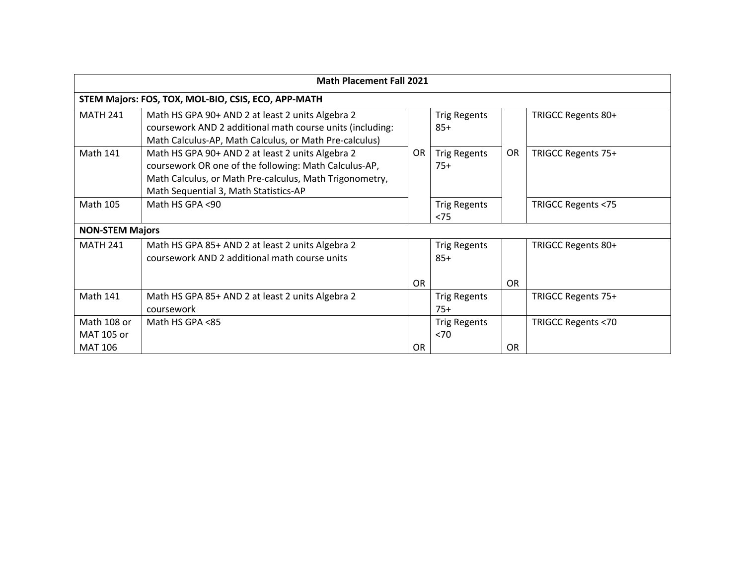| Math Placement Fall 2021 | | | | | |
|---|---|---|---|---|---|
| **STEM Majors: FOS, TOX, MOL-BIO, CSIS, ECO, APP-MATH** | | | | | |
| MATH 241 | Math HS GPA 90+ AND 2 at least 2 units Algebra 2 coursework AND 2 additional math course units (including: Math Calculus-AP, Math Calculus, or Math Pre-calculus) | | Trig Regents 85+ | | TRIGCC Regents 80+ |
| Math 141 | Math HS GPA 90+ AND 2 at least 2 units Algebra 2 coursework OR one of the following: Math Calculus-AP, Math Calculus, or Math Pre-calculus, Math Trigonometry, Math Sequential 3, Math Statistics-AP | OR | Trig Regents 75+ | OR | TRIGCC Regents 75+ |
| Math 105 | Math HS GPA <90 | | Trig Regents <75 | | TRIGCC Regents <75 |
| **NON-STEM Majors** | | | | | |
| MATH 241 | Math HS GPA 85+ AND 2 at least 2 units Algebra 2 coursework AND 2 additional math course units | OR | Trig Regents 85+ | OR | TRIGCC Regents 80+ |
| Math 141 | Math HS GPA 85+ AND 2 at least 2 units Algebra 2 coursework | | Trig Regents 75+ | | TRIGCC Regents 75+ |
| Math 108 or MAT 105 or MAT 106 | Math HS GPA <85 | OR | Trig Regents <70 | OR | TRIGCC Regents <70 |